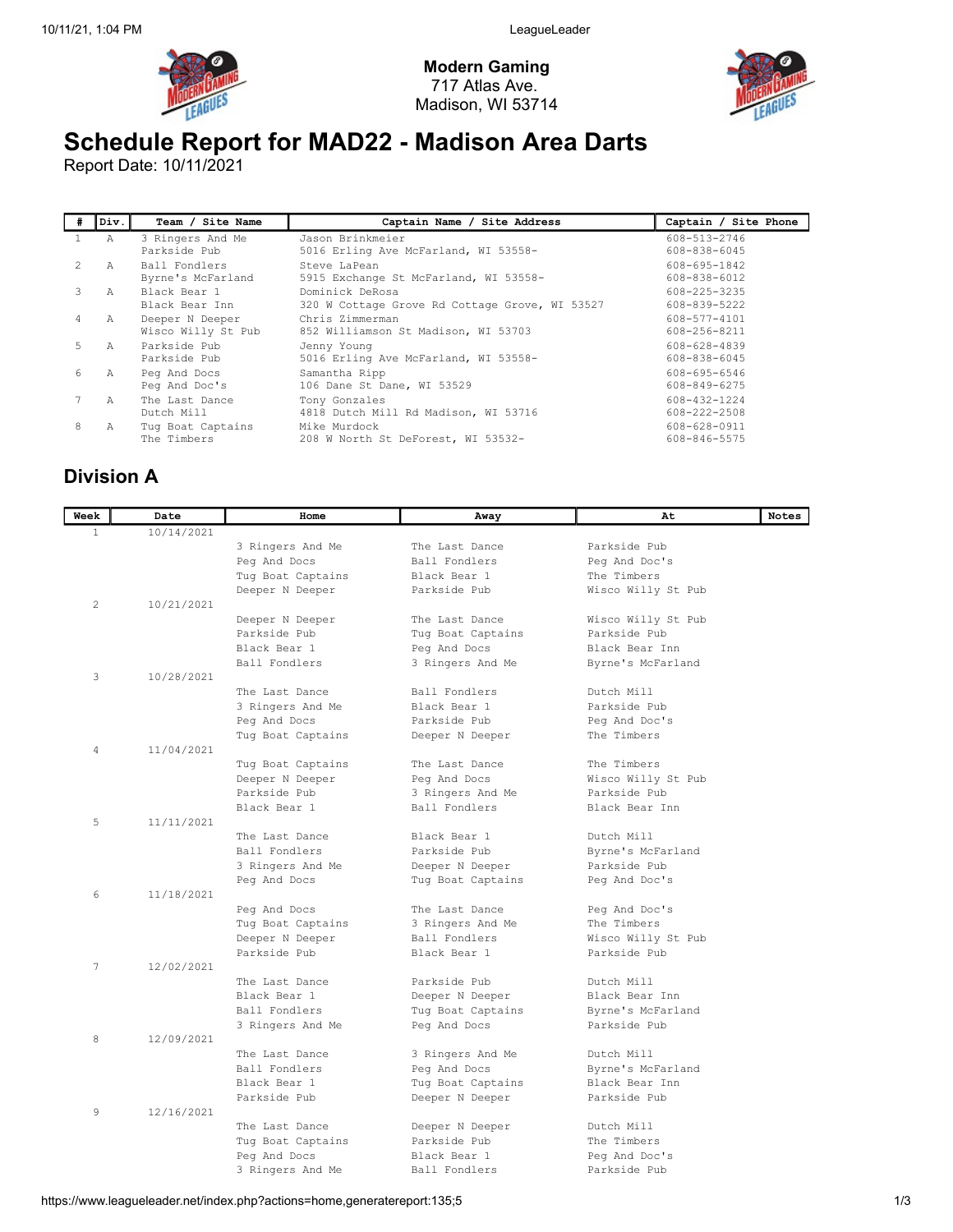# Modern Gaming

717 Atlas Ave.
Madison, WI 53714

# Schedule Report for MAD22 - Madison Area Darts

Report Date: 10/11/2021

| # | Div. | Team / Site Name | Captain Name / Site Address | Captain / Site Phone |
|---|---|---|---|---|
| 1 | A | 3 Ringers And Me<br>Parkside Pub | Jason Brinkmeier<br>5016 Erling Ave McFarland, WI 53558- | 608-513-2746<br>608-838-6045 |
| 2 | A | Ball Fondlers<br>Byrne's McFarland | Steve LaPean<br>5915 Exchange St McFarland, WI 53558- | 608-695-1842<br>608-838-6012 |
| 3 | A | Black Bear 1<br>Black Bear Inn | Dominick DeRosa<br>320 W Cottage Grove Rd Cottage Grove, WI 53527 | 608-225-3235<br>608-839-5222 |
| 4 | A | Deeper N Deeper<br>Wisco Willy St Pub | Chris Zimmerman<br>852 Williamson St Madison, WI 53703 | 608-577-4101<br>608-256-8211 |
| 5 | A | Parkside Pub<br>Parkside Pub | Jenny Young<br>5016 Erling Ave McFarland, WI 53558- | 608-628-4839<br>608-838-6045 |
| 6 | A | Peg And Docs<br>Peg And Doc's | Samantha Ripp<br>106 Dane St Dane, WI 53529 | 608-695-6546<br>608-849-6275 |
| 7 | A | The Last Dance<br>Dutch Mill | Tony Gonzales<br>4818 Dutch Mill Rd Madison, WI 53716 | 608-432-1224<br>608-222-2508 |
| 8 | A | Tug Boat Captains<br>The Timbers | Mike Murdock<br>208 W North St DeForest, WI 53532- | 608-628-0911<br>608-846-5575 |

## Division A

| Week | Date | Home | Away | At | Notes |
|---|---|---|---|---|---|
| 1 | 10/14/2021 | | | | |
| | | 3 Ringers And Me | The Last Dance | Parkside Pub | |
| | | Peg And Docs | Ball Fondlers | Peg And Doc's | |
| | | Tug Boat Captains | Black Bear 1 | The Timbers | |
| | | Deeper N Deeper | Parkside Pub | Wisco Willy St Pub | |
| 2 | 10/21/2021 | | | | |
| | | Deeper N Deeper | The Last Dance | Wisco Willy St Pub | |
| | | Parkside Pub | Tug Boat Captains | Parkside Pub | |
| | | Black Bear 1 | Peg And Docs | Black Bear Inn | |
| | | Ball Fondlers | 3 Ringers And Me | Byrne's McFarland | |
| 3 | 10/28/2021 | | | | |
| | | The Last Dance | Ball Fondlers | Dutch Mill | |
| | | 3 Ringers And Me | Black Bear 1 | Parkside Pub | |
| | | Peg And Docs | Parkside Pub | Peg And Doc's | |
| | | Tug Boat Captains | Deeper N Deeper | The Timbers | |
| 4 | 11/04/2021 | | | | |
| | | Tug Boat Captains | The Last Dance | The Timbers | |
| | | Deeper N Deeper | Peg And Docs | Wisco Willy St Pub | |
| | | Parkside Pub | 3 Ringers And Me | Parkside Pub | |
| | | Black Bear 1 | Ball Fondlers | Black Bear Inn | |
| 5 | 11/11/2021 | | | | |
| | | The Last Dance | Black Bear 1 | Dutch Mill | |
| | | Ball Fondlers | Parkside Pub | Byrne's McFarland | |
| | | 3 Ringers And Me | Deeper N Deeper | Parkside Pub | |
| | | Peg And Docs | Tug Boat Captains | Peg And Doc's | |
| 6 | 11/18/2021 | | | | |
| | | Peg And Docs | The Last Dance | Peg And Doc's | |
| | | Tug Boat Captains | 3 Ringers And Me | The Timbers | |
| | | Deeper N Deeper | Ball Fondlers | Wisco Willy St Pub | |
| | | Parkside Pub | Black Bear 1 | Parkside Pub | |
| 7 | 12/02/2021 | | | | |
| | | The Last Dance | Parkside Pub | Dutch Mill | |
| | | Black Bear 1 | Deeper N Deeper | Black Bear Inn | |
| | | Ball Fondlers | Tug Boat Captains | Byrne's McFarland | |
| | | 3 Ringers And Me | Peg And Docs | Parkside Pub | |
| 8 | 12/09/2021 | | | | |
| | | The Last Dance | 3 Ringers And Me | Dutch Mill | |
| | | Ball Fondlers | Peg And Docs | Byrne's McFarland | |
| | | Black Bear 1 | Tug Boat Captains | Black Bear Inn | |
| | | Parkside Pub | Deeper N Deeper | Parkside Pub | |
| 9 | 12/16/2021 | | | | |
| | | The Last Dance | Deeper N Deeper | Dutch Mill | |
| | | Tug Boat Captains | Parkside Pub | The Timbers | |
| | | Peg And Docs | Black Bear 1 | Peg And Doc's | |
| | | 3 Ringers And Me | Ball Fondlers | Parkside Pub | |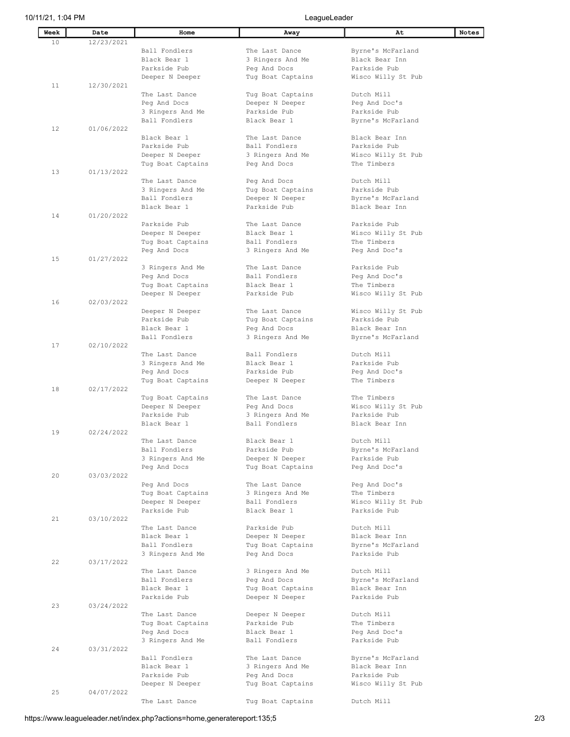| Week | Date | Home | Away | At | Notes |
| --- | --- | --- | --- | --- | --- |
| 10 | 12/23/2021 | | | | |
| | | Ball Fondlers | The Last Dance | Byrne's McFarland | |
| | | Black Bear 1 | 3 Ringers And Me | Black Bear Inn | |
| | | Parkside Pub | Peg And Docs | Parkside Pub | |
| | | Deeper N Deeper | Tug Boat Captains | Wisco Willy St Pub | |
| 11 | 12/30/2021 | | | | |
| | | The Last Dance | Tug Boat Captains | Dutch Mill | |
| | | Peg And Docs | Deeper N Deeper | Peg And Doc's | |
| | | 3 Ringers And Me | Parkside Pub | Parkside Pub | |
| | | Ball Fondlers | Black Bear 1 | Byrne's McFarland | |
| 12 | 01/06/2022 | | | | |
| | | Black Bear 1 | The Last Dance | Black Bear Inn | |
| | | Parkside Pub | Ball Fondlers | Parkside Pub | |
| | | Deeper N Deeper | 3 Ringers And Me | Wisco Willy St Pub | |
| | | Tug Boat Captains | Peg And Docs | The Timbers | |
| 13 | 01/13/2022 | | | | |
| | | The Last Dance | Peg And Docs | Dutch Mill | |
| | | 3 Ringers And Me | Tug Boat Captains | Parkside Pub | |
| | | Ball Fondlers | Deeper N Deeper | Byrne's McFarland | |
| | | Black Bear 1 | Parkside Pub | Black Bear Inn | |
| 14 | 01/20/2022 | | | | |
| | | Parkside Pub | The Last Dance | Parkside Pub | |
| | | Deeper N Deeper | Black Bear 1 | Wisco Willy St Pub | |
| | | Tug Boat Captains | Ball Fondlers | The Timbers | |
| | | Peg And Docs | 3 Ringers And Me | Peg And Doc's | |
| 15 | 01/27/2022 | | | | |
| | | 3 Ringers And Me | The Last Dance | Parkside Pub | |
| | | Peg And Docs | Ball Fondlers | Peg And Doc's | |
| | | Tug Boat Captains | Black Bear 1 | The Timbers | |
| | | Deeper N Deeper | Parkside Pub | Wisco Willy St Pub | |
| 16 | 02/03/2022 | | | | |
| | | Deeper N Deeper | The Last Dance | Wisco Willy St Pub | |
| | | Parkside Pub | Tug Boat Captains | Parkside Pub | |
| | | Black Bear 1 | Peg And Docs | Black Bear Inn | |
| | | Ball Fondlers | 3 Ringers And Me | Byrne's McFarland | |
| 17 | 02/10/2022 | | | | |
| | | The Last Dance | Ball Fondlers | Dutch Mill | |
| | | 3 Ringers And Me | Black Bear 1 | Parkside Pub | |
| | | Peg And Docs | Parkside Pub | Peg And Doc's | |
| | | Tug Boat Captains | Deeper N Deeper | The Timbers | |
| 18 | 02/17/2022 | | | | |
| | | Tug Boat Captains | The Last Dance | The Timbers | |
| | | Deeper N Deeper | Peg And Docs | Wisco Willy St Pub | |
| | | Parkside Pub | 3 Ringers And Me | Parkside Pub | |
| | | Black Bear 1 | Ball Fondlers | Black Bear Inn | |
| 19 | 02/24/2022 | | | | |
| | | The Last Dance | Black Bear 1 | Dutch Mill | |
| | | Ball Fondlers | Parkside Pub | Byrne's McFarland | |
| | | 3 Ringers And Me | Deeper N Deeper | Parkside Pub | |
| | | Peg And Docs | Tug Boat Captains | Peg And Doc's | |
| 20 | 03/03/2022 | | | | |
| | | Peg And Docs | The Last Dance | Peg And Doc's | |
| | | Tug Boat Captains | 3 Ringers And Me | The Timbers | |
| | | Deeper N Deeper | Ball Fondlers | Wisco Willy St Pub | |
| | | Parkside Pub | Black Bear 1 | Parkside Pub | |
| 21 | 03/10/2022 | | | | |
| | | The Last Dance | Parkside Pub | Dutch Mill | |
| | | Black Bear 1 | Deeper N Deeper | Black Bear Inn | |
| | | Ball Fondlers | Tug Boat Captains | Byrne's McFarland | |
| | | 3 Ringers And Me | Peg And Docs | Parkside Pub | |
| 22 | 03/17/2022 | | | | |
| | | The Last Dance | 3 Ringers And Me | Dutch Mill | |
| | | Ball Fondlers | Peg And Docs | Byrne's McFarland | |
| | | Black Bear 1 | Tug Boat Captains | Black Bear Inn | |
| | | Parkside Pub | Deeper N Deeper | Parkside Pub | |
| 23 | 03/24/2022 | | | | |
| | | The Last Dance | Deeper N Deeper | Dutch Mill | |
| | | Tug Boat Captains | Parkside Pub | The Timbers | |
| | | Peg And Docs | Black Bear 1 | Peg And Doc's | |
| | | 3 Ringers And Me | Ball Fondlers | Parkside Pub | |
| 24 | 03/31/2022 | | | | |
| | | Ball Fondlers | The Last Dance | Byrne's McFarland | |
| | | Black Bear 1 | 3 Ringers And Me | Black Bear Inn | |
| | | Parkside Pub | Peg And Docs | Parkside Pub | |
| | | Deeper N Deeper | Tug Boat Captains | Wisco Willy St Pub | |
| 25 | 04/07/2022 | | | | |
| | | The Last Dance | Tug Boat Captains | Dutch Mill | |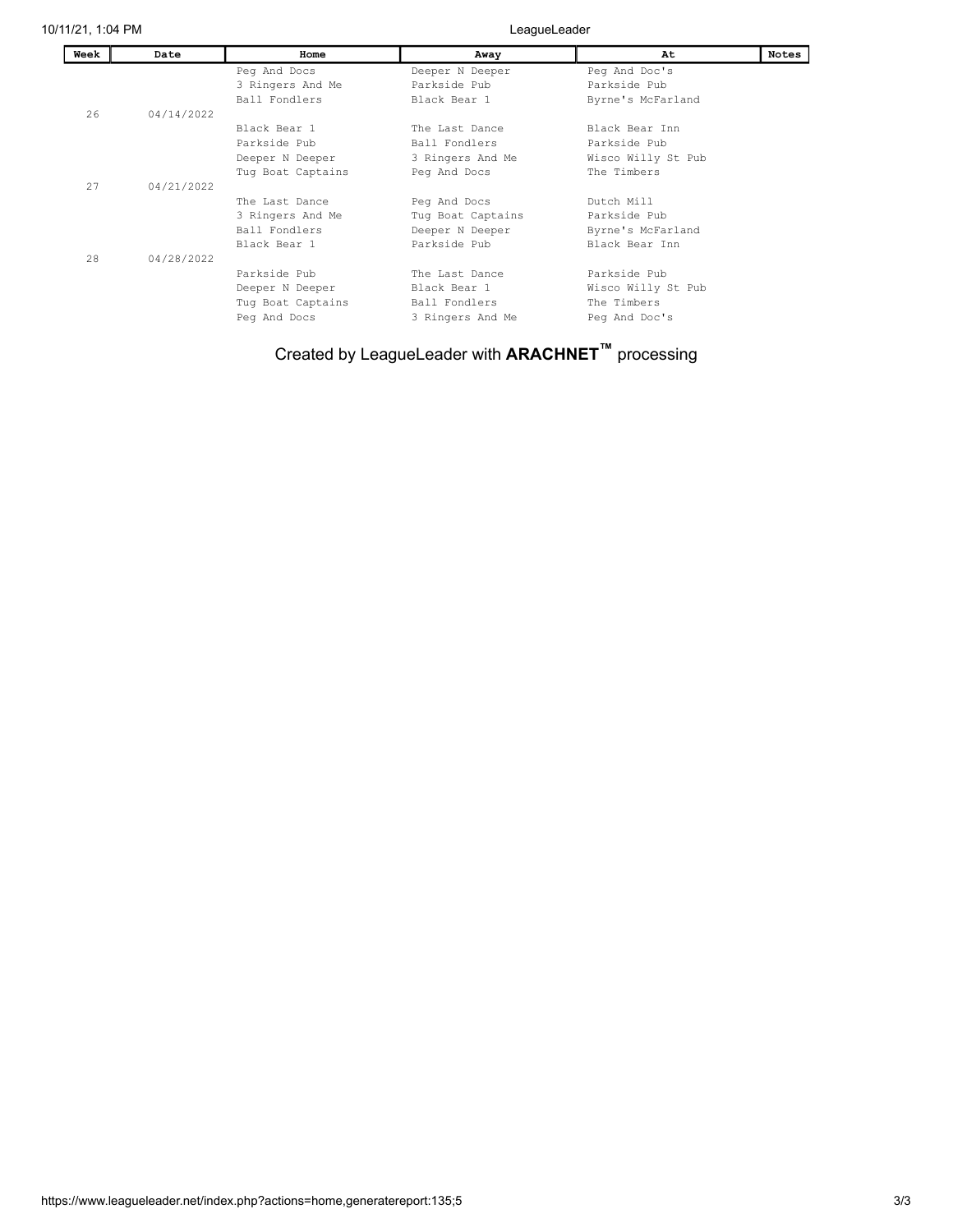| Week | Date | Home | Away | At | Notes |
| --- | --- | --- | --- | --- | --- |
| | | Peg And Docs | Deeper N Deeper | Peg And Doc's | |
| | | 3 Ringers And Me | Parkside Pub | Parkside Pub | |
| | | Ball Fondlers | Black Bear 1 | Byrne's McFarland | |
| 26 | 04/14/2022 | | | | |
| | | Black Bear 1 | The Last Dance | Black Bear Inn | |
| | | Parkside Pub | Ball Fondlers | Parkside Pub | |
| | | Deeper N Deeper | 3 Ringers And Me | Wisco Willy St Pub | |
| | | Tug Boat Captains | Peg And Docs | The Timbers | |
| 27 | 04/21/2022 | | | | |
| | | The Last Dance | Peg And Docs | Dutch Mill | |
| | | 3 Ringers And Me | Tug Boat Captains | Parkside Pub | |
| | | Ball Fondlers | Deeper N Deeper | Byrne's McFarland | |
| | | Black Bear 1 | Parkside Pub | Black Bear Inn | |
| 28 | 04/28/2022 | | | | |
| | | Parkside Pub | The Last Dance | Parkside Pub | |
| | | Deeper N Deeper | Black Bear 1 | Wisco Willy St Pub | |
| | | Tug Boat Captains | Ball Fondlers | The Timbers | |
| | | Peg And Docs | 3 Ringers And Me | Peg And Doc's | |

Created by LeagueLeader with **ARACHNET™** processing